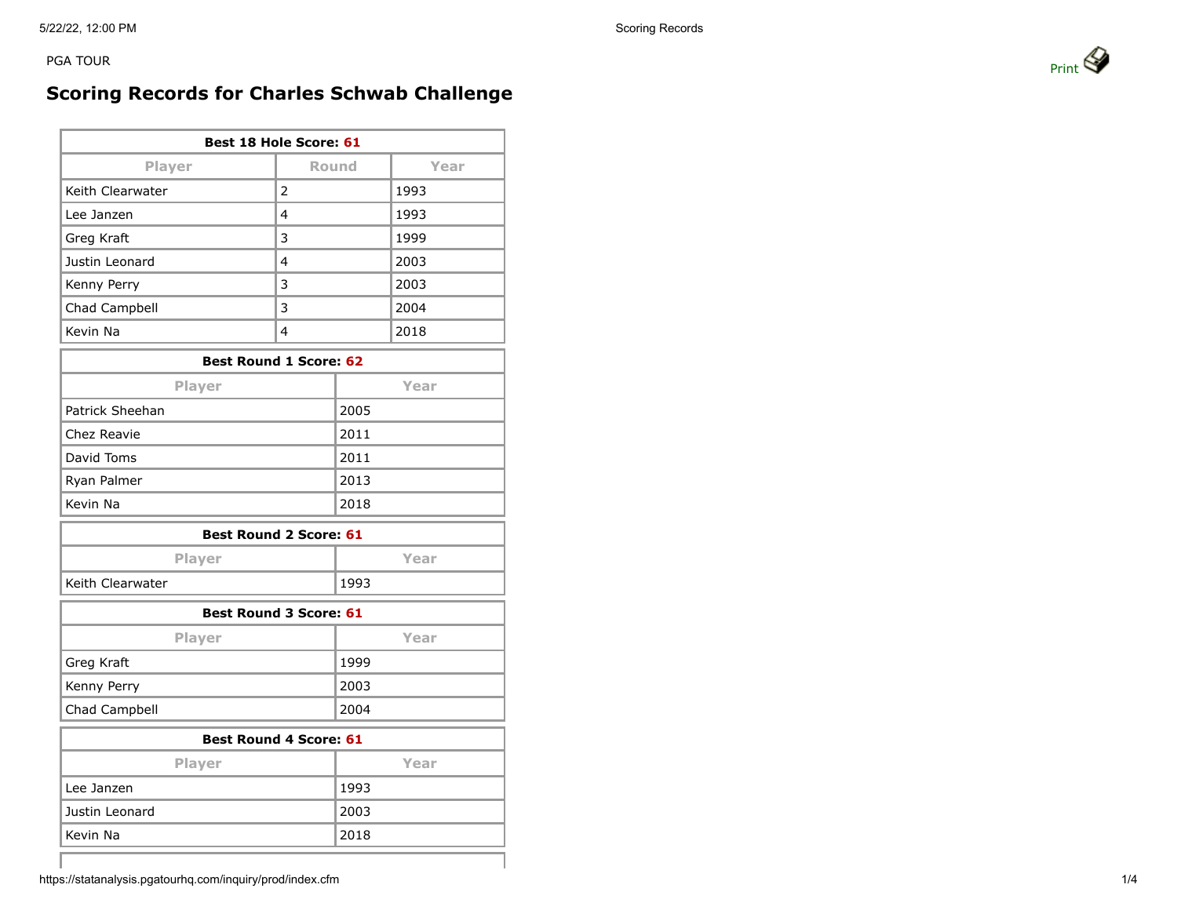PGA TOUR

# Scoring Records for Charles Schwab Challenge

| Best 18 Hole Score: 61 | | |
|---|---|---|
| Player | Round | Year |
| Keith Clearwater | 2 | 1993 |
| Lee Janzen | 4 | 1993 |
| Greg Kraft | 3 | 1999 |
| Justin Leonard | 4 | 2003 |
| Kenny Perry | 3 | 2003 |
| Chad Campbell | 3 | 2004 |
| Kevin Na | 4 | 2018 |

| Best Round 1 Score: 62 | |
|---|---|
| Player | Year |
| Patrick Sheehan | 2005 |
| Chez Reavie | 2011 |
| David Toms | 2011 |
| Ryan Palmer | 2013 |
| Kevin Na | 2018 |

| Best Round 2 Score: 61 | |
|---|---|
| Player | Year |
| Keith Clearwater | 1993 |

| Best Round 3 Score: 61 | |
|---|---|
| Player | Year |
| Greg Kraft | 1999 |
| Kenny Perry | 2003 |
| Chad Campbell | 2004 |

| Best Round 4 Score: 61 | |
|---|---|
| Player | Year |
| Lee Janzen | 1993 |
| Justin Leonard | 2003 |
| Kevin Na | 2018 |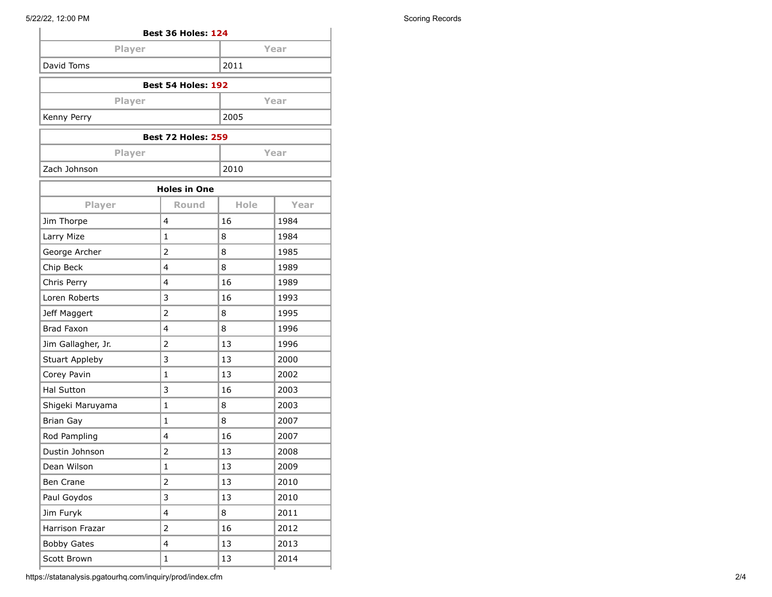| Best 36 Holes: 124 | |
|---|---|
| Player | Year |
| David Toms | 2011 |

| Best 54 Holes: 192 | |
|---|---|
| Player | Year |
| Kenny Perry | 2005 |

| Best 72 Holes: 259 | |
|---|---|
| Player | Year |
| Zach Johnson | 2010 |

| Holes in One | | | |
|---|---|---|---|
| Player | Round | Hole | Year |
| Jim Thorpe | 4 | 16 | 1984 |
| Larry Mize | 1 | 8 | 1984 |
| George Archer | 2 | 8 | 1985 |
| Chip Beck | 4 | 8 | 1989 |
| Chris Perry | 4 | 16 | 1989 |
| Loren Roberts | 3 | 16 | 1993 |
| Jeff Maggert | 2 | 8 | 1995 |
| Brad Faxon | 4 | 8 | 1996 |
| Jim Gallagher, Jr. | 2 | 13 | 1996 |
| Stuart Appleby | 3 | 13 | 2000 |
| Corey Pavin | 1 | 13 | 2002 |
| Hal Sutton | 3 | 16 | 2003 |
| Shigeki Maruyama | 1 | 8 | 2003 |
| Brian Gay | 1 | 8 | 2007 |
| Rod Pampling | 4 | 16 | 2007 |
| Dustin Johnson | 2 | 13 | 2008 |
| Dean Wilson | 1 | 13 | 2009 |
| Ben Crane | 2 | 13 | 2010 |
| Paul Goydos | 3 | 13 | 2010 |
| Jim Furyk | 4 | 8 | 2011 |
| Harrison Frazar | 2 | 16 | 2012 |
| Bobby Gates | 4 | 13 | 2013 |
| Scott Brown | 1 | 13 | 2014 |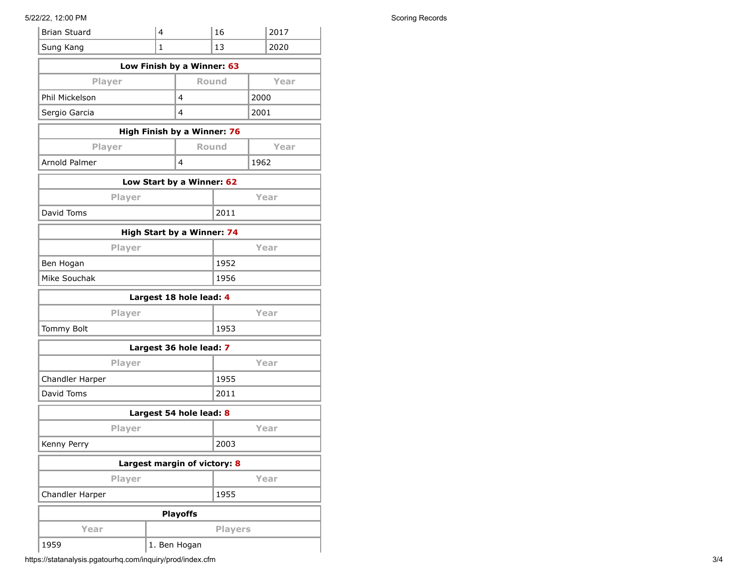| | | | |
|---|---|---|---|
| Brian Stuard | 4 | 16 | 2017 |
| Sung Kang | 1 | 13 | 2020 |

| Low Finish by a Winner: 63 | | |
|---|---|---|
| **Player** | **Round** | **Year** |
| Phil Mickelson | 4 | 2000 |
| Sergio Garcia | 4 | 2001 |

| High Finish by a Winner: 76 | | |
|---|---|---|
| **Player** | **Round** | **Year** |
| Arnold Palmer | 4 | 1962 |

| Low Start by a Winner: 62 | |
|---|---|
| **Player** | **Year** |
| David Toms | 2011 |

| High Start by a Winner: 74 | |
|---|---|
| **Player** | **Year** |
| Ben Hogan | 1952 |
| Mike Souchak | 1956 |

| Largest 18 hole lead: 4 | |
|---|---|
| **Player** | **Year** |
| Tommy Bolt | 1953 |

| Largest 36 hole lead: 7 | |
|---|---|
| **Player** | **Year** |
| Chandler Harper | 1955 |
| David Toms | 2011 |

| Largest 54 hole lead: 8 | |
|---|---|
| **Player** | **Year** |
| Kenny Perry | 2003 |

| Largest margin of victory: 8 | |
|---|---|
| **Player** | **Year** |
| Chandler Harper | 1955 |

| Playoffs | |
|---|---|
| **Year** | **Players** |
| 1959 | 1. Ben Hogan |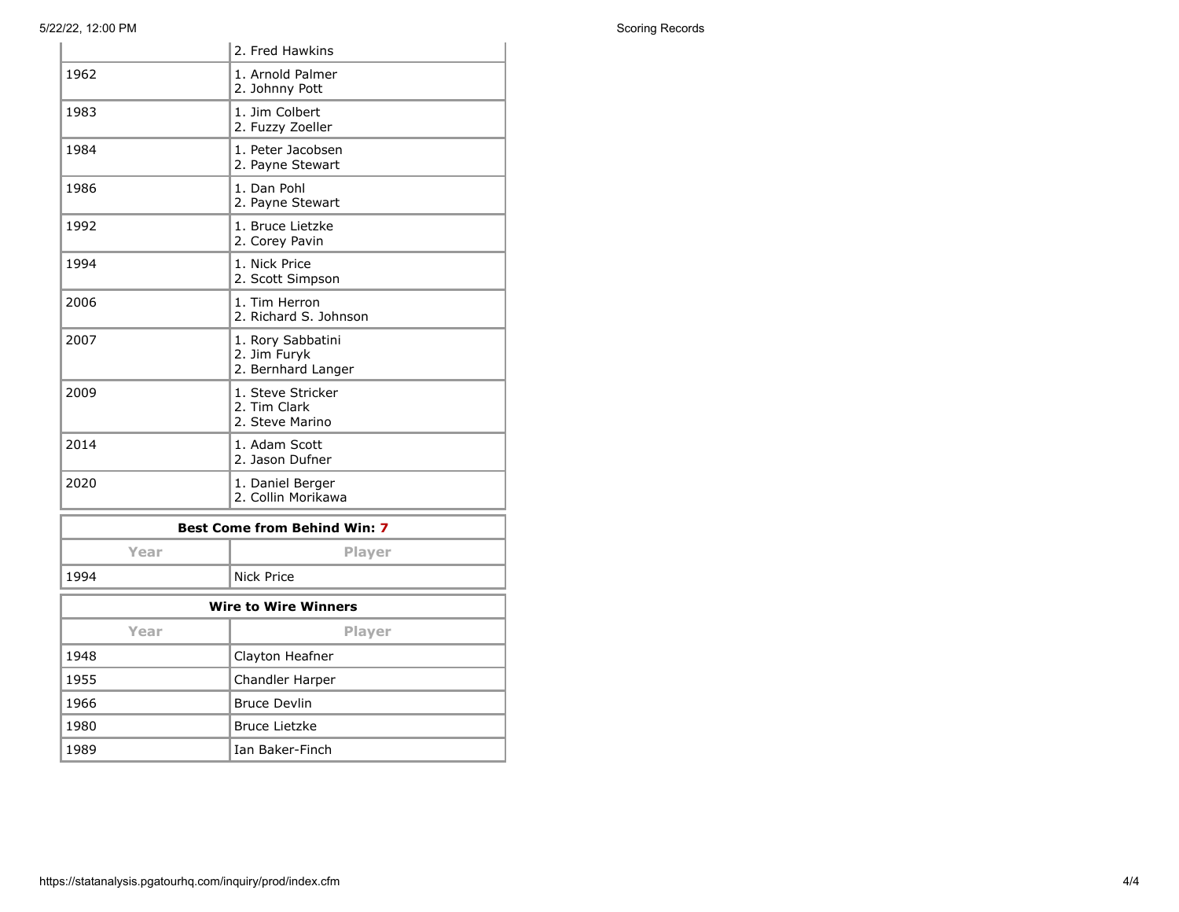| | |
|---|---|
| | 2. Fred Hawkins |
| 1962 | 1. Arnold Palmer<br>2. Johnny Pott |
| 1983 | 1. Jim Colbert<br>2. Fuzzy Zoeller |
| 1984 | 1. Peter Jacobsen<br>2. Payne Stewart |
| 1986 | 1. Dan Pohl<br>2. Payne Stewart |
| 1992 | 1. Bruce Lietzke<br>2. Corey Pavin |
| 1994 | 1. Nick Price<br>2. Scott Simpson |
| 2006 | 1. Tim Herron<br>2. Richard S. Johnson |
| 2007 | 1. Rory Sabbatini<br>2. Jim Furyk<br>2. Bernhard Langer |
| 2009 | 1. Steve Stricker<br>2. Tim Clark<br>2. Steve Marino |
| 2014 | 1. Adam Scott<br>2. Jason Dufner |
| 2020 | 1. Daniel Berger<br>2. Collin Morikawa |

**Best Come from Behind Win: 7**

| Year | Player |
|---|---|
| 1994 | Nick Price |

**Wire to Wire Winners**

| Year | Player |
|---|---|
| 1948 | Clayton Heafner |
| 1955 | Chandler Harper |
| 1966 | Bruce Devlin |
| 1980 | Bruce Lietzke |
| 1989 | Ian Baker-Finch |